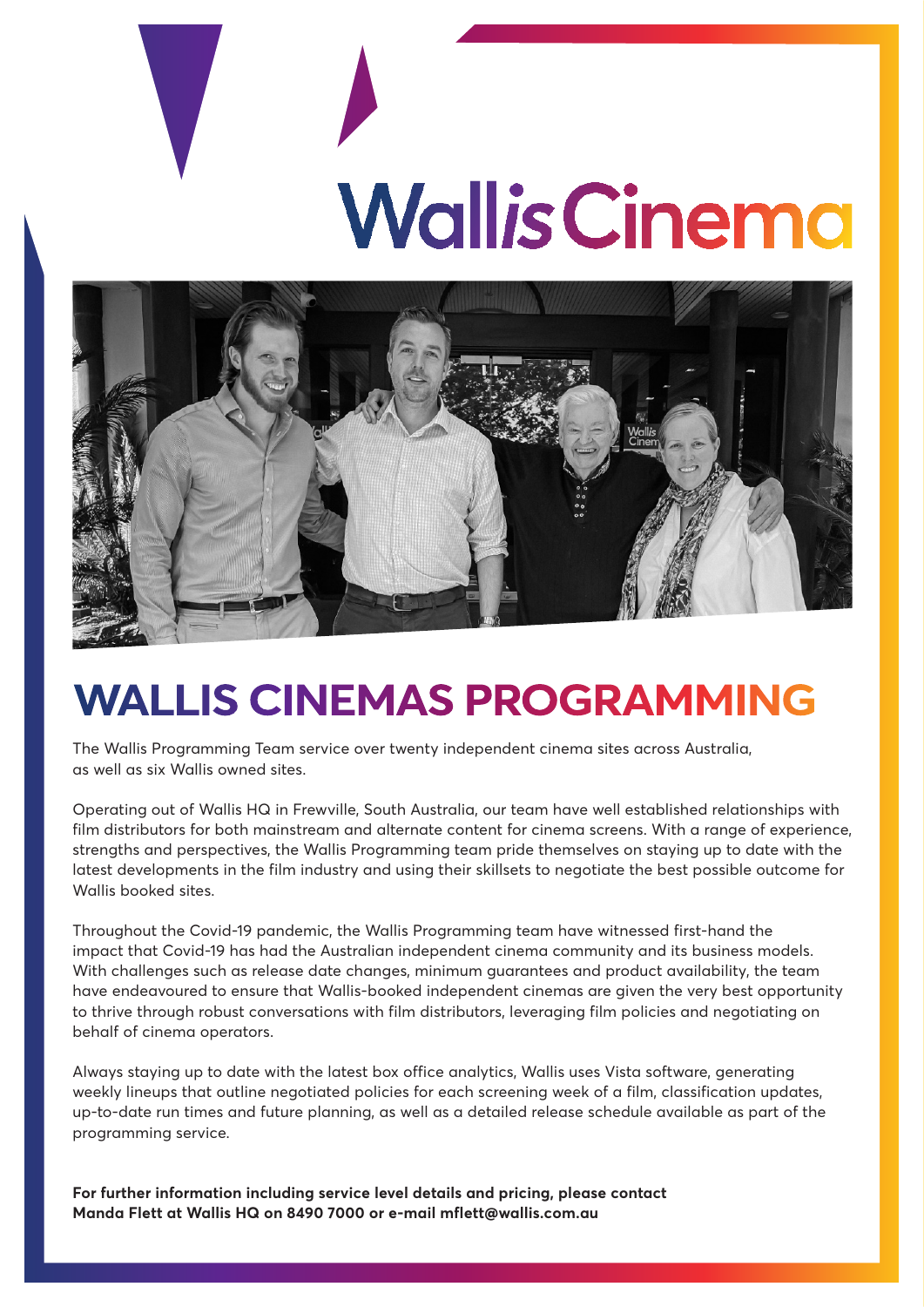Wallis Cinema

# WALLIS CINEMAS PROGRAMMING

The Wallis Programming Team service over twenty independent cinema sites across Australia, as well as six Wallis owned sites.

Operating out of Wallis HQ in Frewville, South Australia, our team have well established relationships with film distributors for both mainstream and alternate content for cinema screens. With a range of experience, strengths and perspectives, the Wallis Programming team pride themselves on staying up to date with the latest developments in the film industry and using their skillsets to negotiate the best possible outcome for Wallis booked sites.

Throughout the Covid-19 pandemic, the Wallis Programming team have witnessed first-hand the impact that Covid-19 has had the Australian independent cinema community and its business models. With challenges such as release date changes, minimum guarantees and product availability, the team have endeavoured to ensure that Wallis-booked independent cinemas are given the very best opportunity to thrive through robust conversations with film distributors, leveraging film policies and negotiating on behalf of cinema operators.

Always staying up to date with the latest box office analytics, Wallis uses Vista software, generating weekly lineups that outline negotiated policies for each screening week of a film, classification updates, up-to-date run times and future planning, as well as a detailed release schedule available as part of the programming service.

**For further information including service level details and pricing, please contact Manda Flett at Wallis HQ on 8490 7000 or e-mail mflett@wallis.com.au**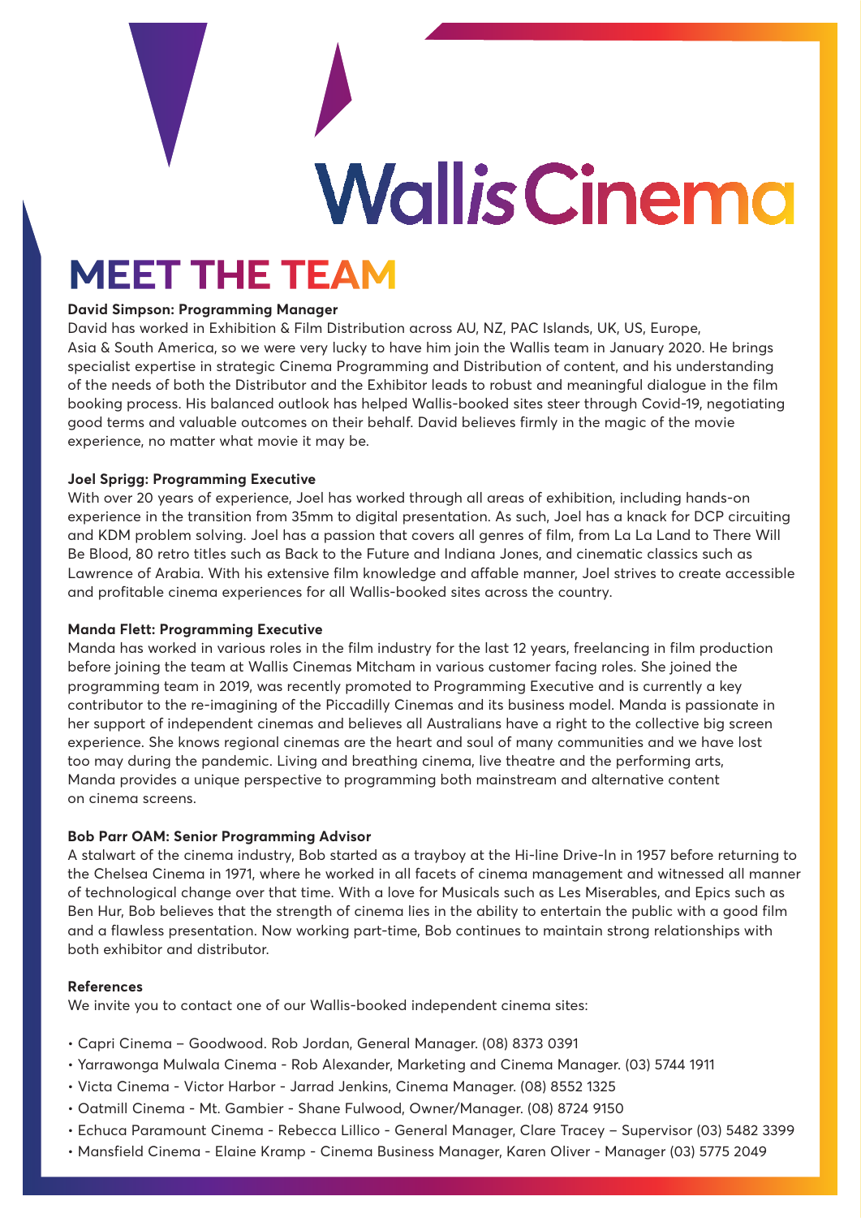# WallisCinema

## MEET THE TEAM

**David Simpson: Programming Manager**
David has worked in Exhibition & Film Distribution across AU, NZ, PAC Islands, UK, US, Europe, Asia & South America, so we were very lucky to have him join the Wallis team in January 2020. He brings specialist expertise in strategic Cinema Programming and Distribution of content, and his understanding of the needs of both the Distributor and the Exhibitor leads to robust and meaningful dialogue in the film booking process. His balanced outlook has helped Wallis-booked sites steer through Covid-19, negotiating good terms and valuable outcomes on their behalf. David believes firmly in the magic of the movie experience, no matter what movie it may be.

**Joel Sprigg: Programming Executive**
With over 20 years of experience, Joel has worked through all areas of exhibition, including hands-on experience in the transition from 35mm to digital presentation. As such, Joel has a knack for DCP circuiting and KDM problem solving. Joel has a passion that covers all genres of film, from La La Land to There Will Be Blood, 80 retro titles such as Back to the Future and Indiana Jones, and cinematic classics such as Lawrence of Arabia. With his extensive film knowledge and affable manner, Joel strives to create accessible and profitable cinema experiences for all Wallis-booked sites across the country.

**Manda Flett: Programming Executive**
Manda has worked in various roles in the film industry for the last 12 years, freelancing in film production before joining the team at Wallis Cinemas Mitcham in various customer facing roles. She joined the programming team in 2019, was recently promoted to Programming Executive and is currently a key contributor to the re-imagining of the Piccadilly Cinemas and its business model. Manda is passionate in her support of independent cinemas and believes all Australians have a right to the collective big screen experience. She knows regional cinemas are the heart and soul of many communities and we have lost too may during the pandemic. Living and breathing cinema, live theatre and the performing arts, Manda provides a unique perspective to programming both mainstream and alternative content on cinema screens.

**Bob Parr OAM: Senior Programming Advisor**
A stalwart of the cinema industry, Bob started as a trayboy at the Hi-line Drive-In in 1957 before returning to the Chelsea Cinema in 1971, where he worked in all facets of cinema management and witnessed all manner of technological change over that time. With a love for Musicals such as Les Miserables, and Epics such as Ben Hur, Bob believes that the strength of cinema lies in the ability to entertain the public with a good film and a flawless presentation. Now working part-time, Bob continues to maintain strong relationships with both exhibitor and distributor.

**References**
We invite you to contact one of our Wallis-booked independent cinema sites:

- Capri Cinema – Goodwood. Rob Jordan, General Manager. (08) 8373 0391
- Yarrawonga Mulwala Cinema - Rob Alexander, Marketing and Cinema Manager. (03) 5744 1911
- Victa Cinema - Victor Harbor - Jarrad Jenkins, Cinema Manager. (08) 8552 1325
- Oatmill Cinema - Mt. Gambier - Shane Fulwood, Owner/Manager. (08) 8724 9150
- Echuca Paramount Cinema - Rebecca Lillico - General Manager, Clare Tracey – Supervisor (03) 5482 3399
- Mansfield Cinema - Elaine Kramp - Cinema Business Manager, Karen Oliver - Manager (03) 5775 2049